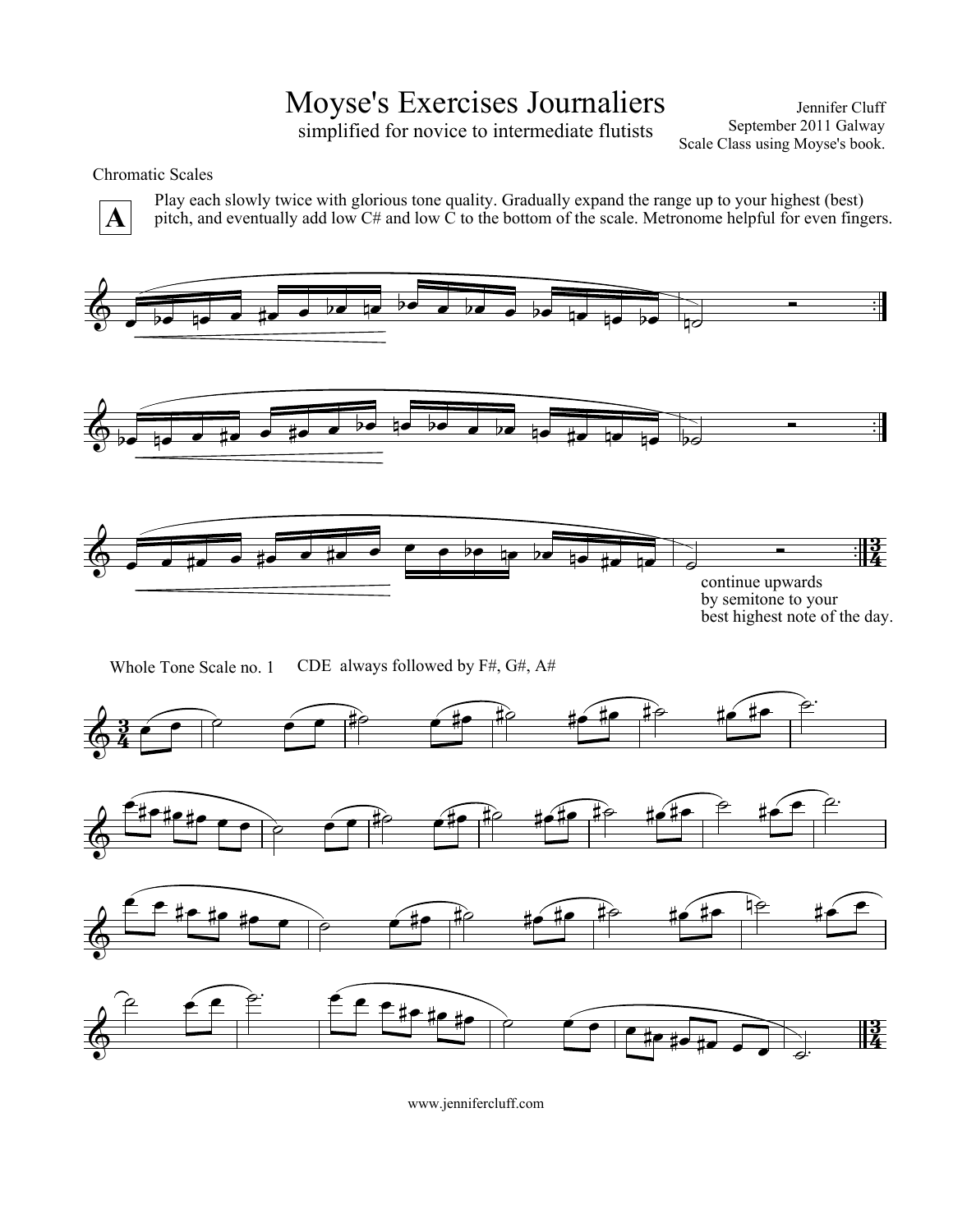# Moyse's Exercises Journaliers

simplified for novice to intermediate flutists

Jennifer Cluff
September 2011 Galway
Scale Class using Moyse's book.

Chromatic Scales

**A** Play each slowly twice with glorious tone quality. Gradually expand the range up to your highest (best) pitch, and eventually add low C# and low C to the bottom of the scale. Metronome helpful for even fingers.

continue upwards by semitone to your best highest note of the day.

Whole Tone Scale no. 1 CDE always followed by F#, G#, A#

www.jennifercluff.com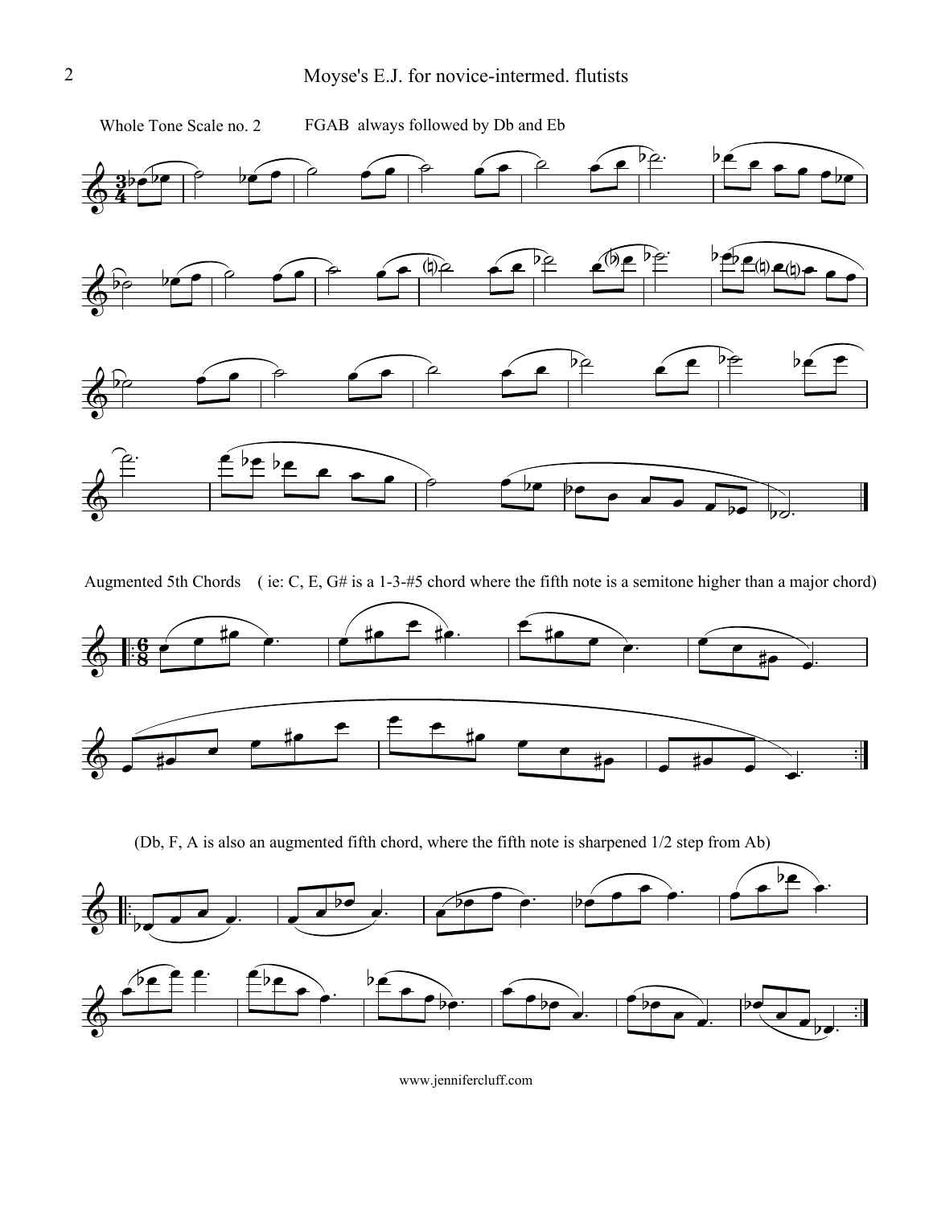Whole Tone Scale no. 2 FGAB always followed by Db and Eb

Augmented 5th Chords ( ie: C, E, G# is a 1-3-#5 chord where the fifth note is a semitone higher than a major chord)

(Db, F, A is also an augmented fifth chord, where the fifth note is sharpened 1/2 step from Ab)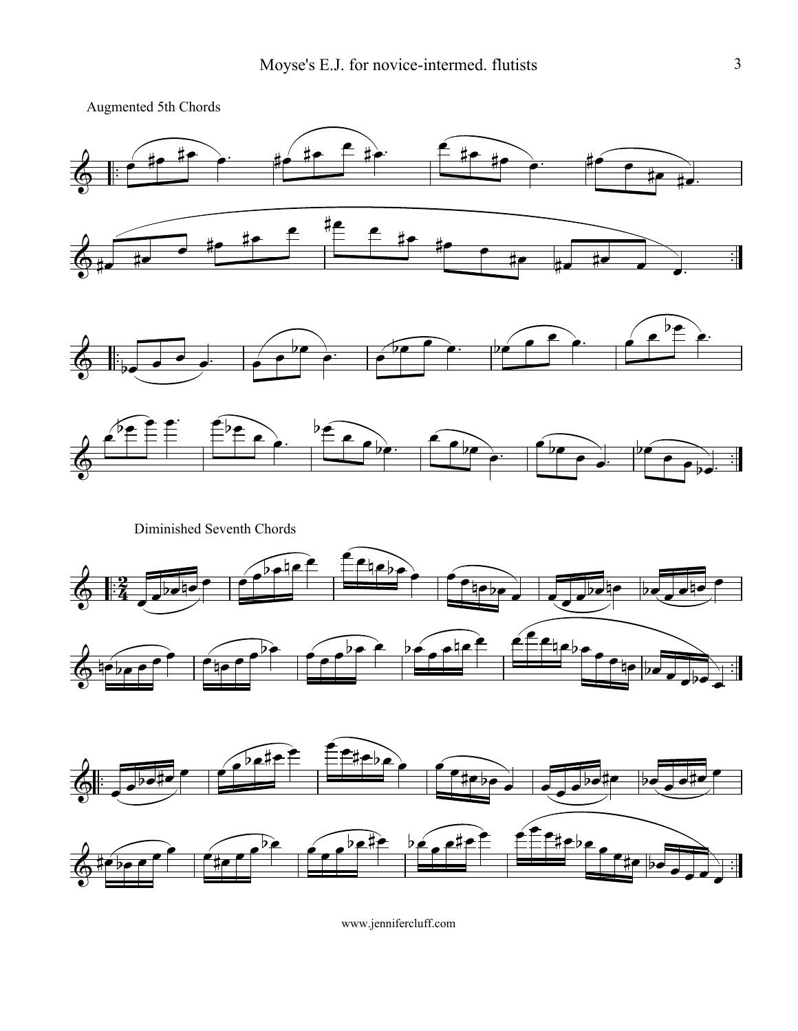Augmented 5th Chords

Diminished Seventh Chords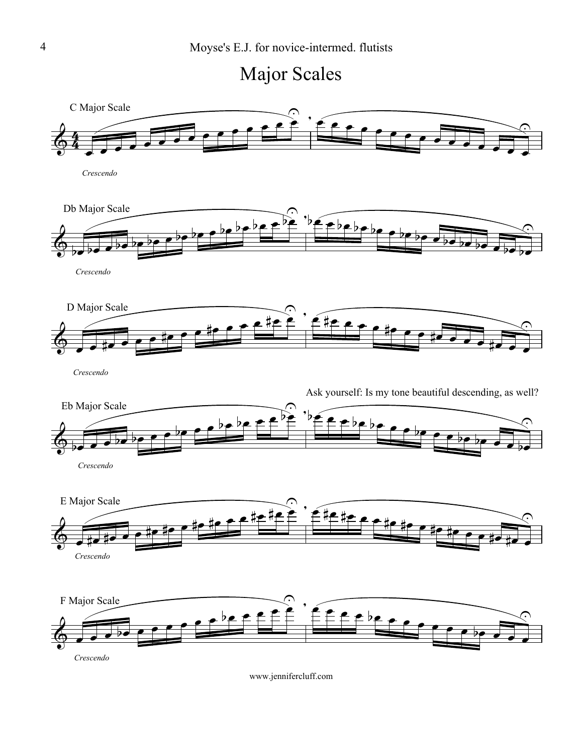# Major Scales

C Major Scale

*Crescendo*

Db Major Scale

*Crescendo*

D Major Scale

*Crescendo*

Ask yourself: Is my tone beautiful descending, as well?

Eb Major Scale

*Crescendo*

E Major Scale

*Crescendo*

F Major Scale

*Crescendo*

www.jennifercluff.com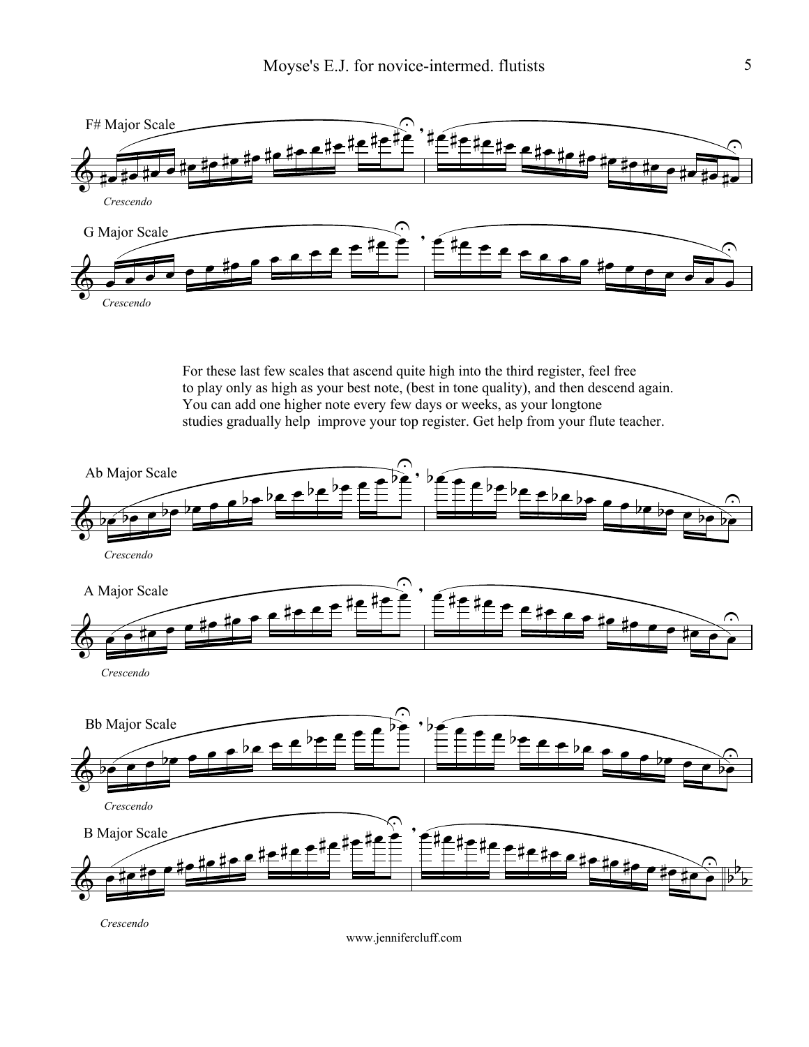F# Major Scale

*Crescendo*

G Major Scale

*Crescendo*

For these last few scales that ascend quite high into the third register, feel free to play only as high as your best note, (best in tone quality), and then descend again. You can add one higher note every few days or weeks, as your longtone studies gradually help improve your top register. Get help from your flute teacher.

Ab Major Scale

*Crescendo*

A Major Scale

*Crescendo*

Bb Major Scale

*Crescendo*

B Major Scale

*Crescendo*

www.jennifercluff.com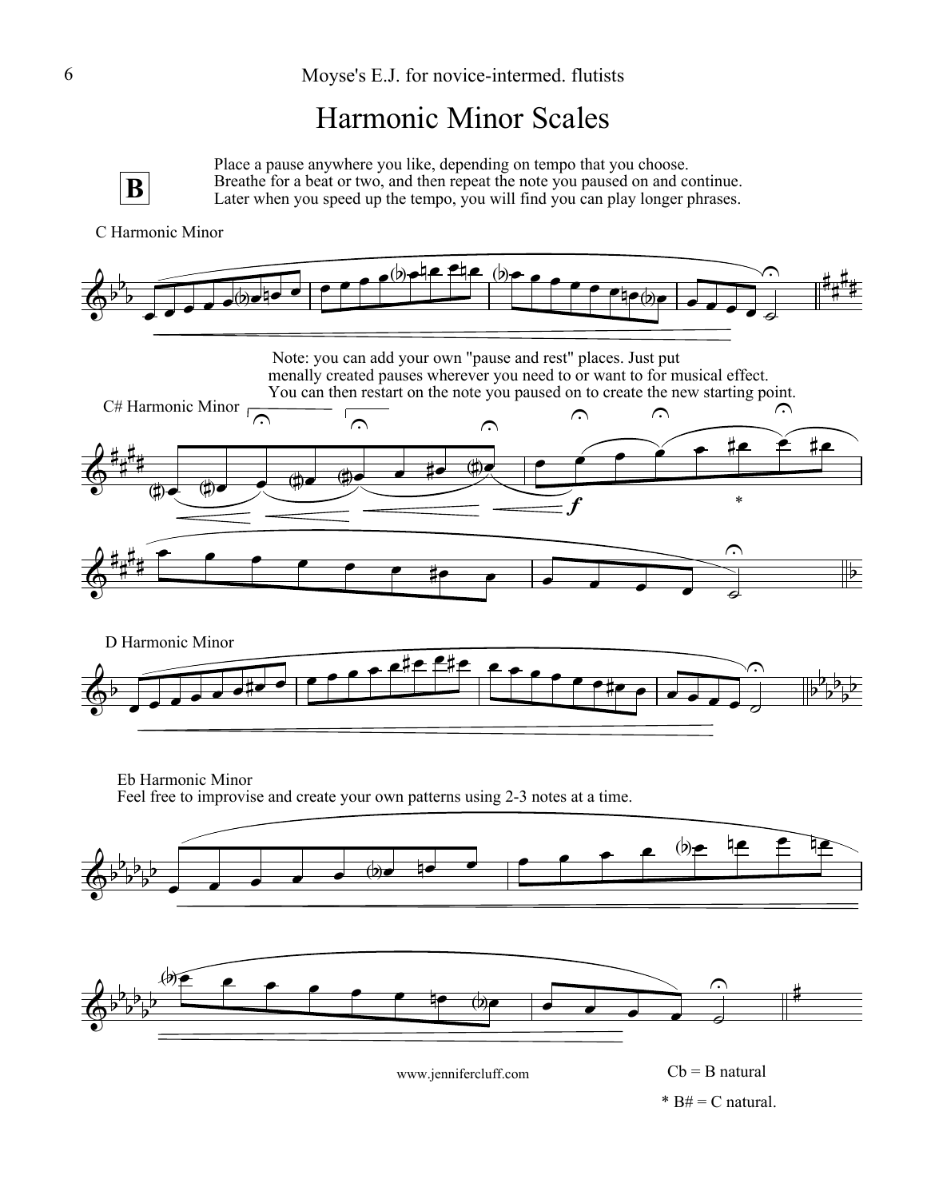# Harmonic Minor Scales

**B**

Place a pause anywhere you like, depending on tempo that you choose.
Breathe for a beat or two, and then repeat the note you paused on and continue.
Later when you speed up the tempo, you will find you can play longer phrases.

C Harmonic Minor

Note: you can add your own "pause and rest" places. Just put menally created pauses wherever you need to or want to for musical effect. You can then restart on the note you paused on to create the new starting point.

C# Harmonic Minor

D Harmonic Minor

Eb Harmonic Minor
Feel free to improvise and create your own patterns using 2-3 notes at a time.

www.jennifercluff.com

Cb = B natural

* B# = C natural.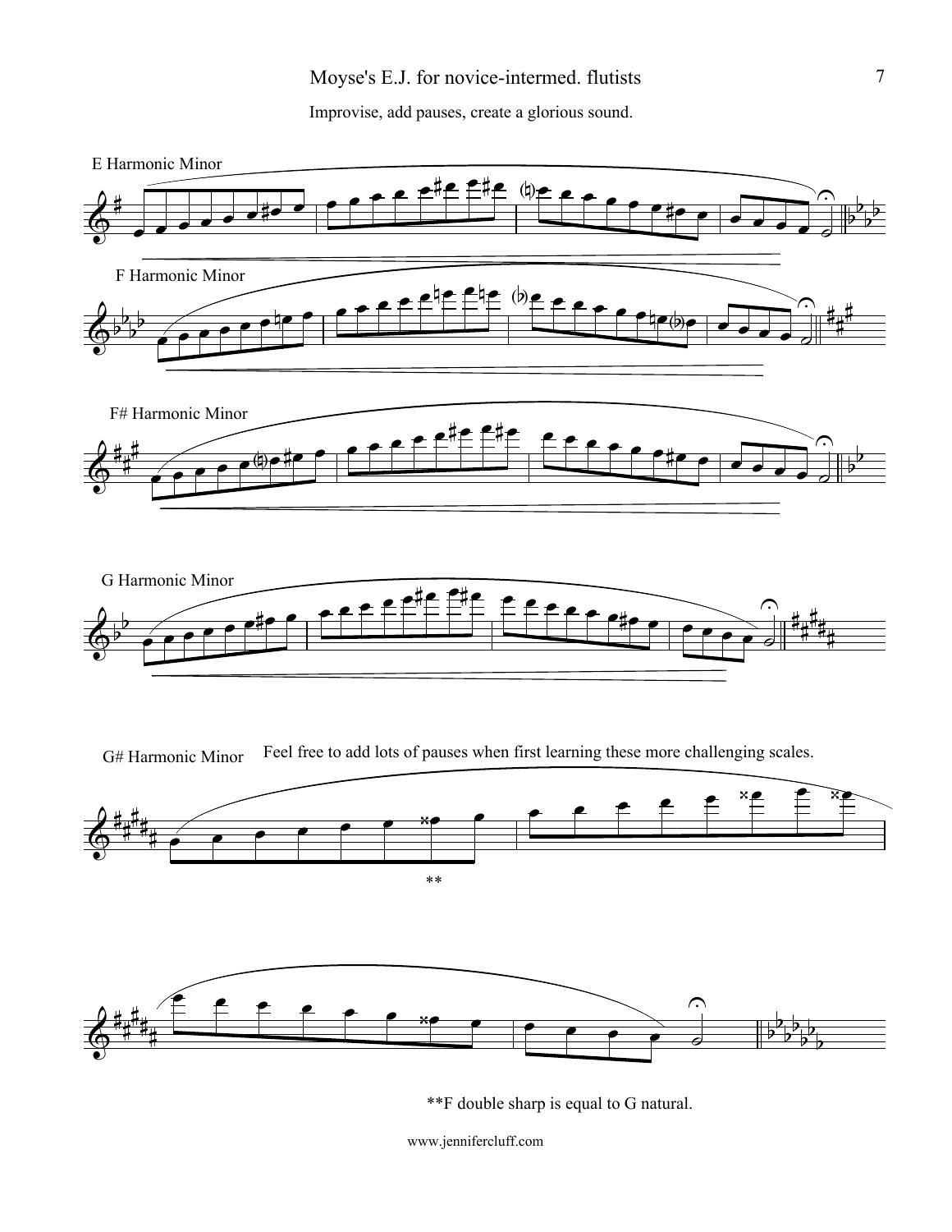Improvise, add pauses, create a glorious sound.

E Harmonic Minor

F Harmonic Minor

F# Harmonic Minor

G Harmonic Minor

G# Harmonic Minor

Feel free to add lots of pauses when first learning these more challenging scales.

**F double sharp is equal to G natural.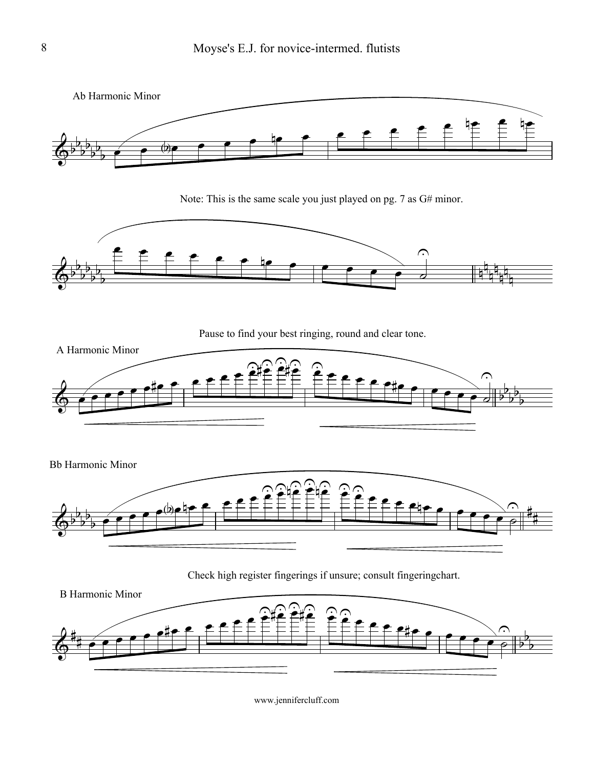Ab Harmonic Minor

Note: This is the same scale you just played on pg. 7 as G# minor.

Pause to find your best ringing, round and clear tone.

A Harmonic Minor

Bb Harmonic Minor

Check high register fingerings if unsure; consult fingeringchart.

B Harmonic Minor

www.jennifercluff.com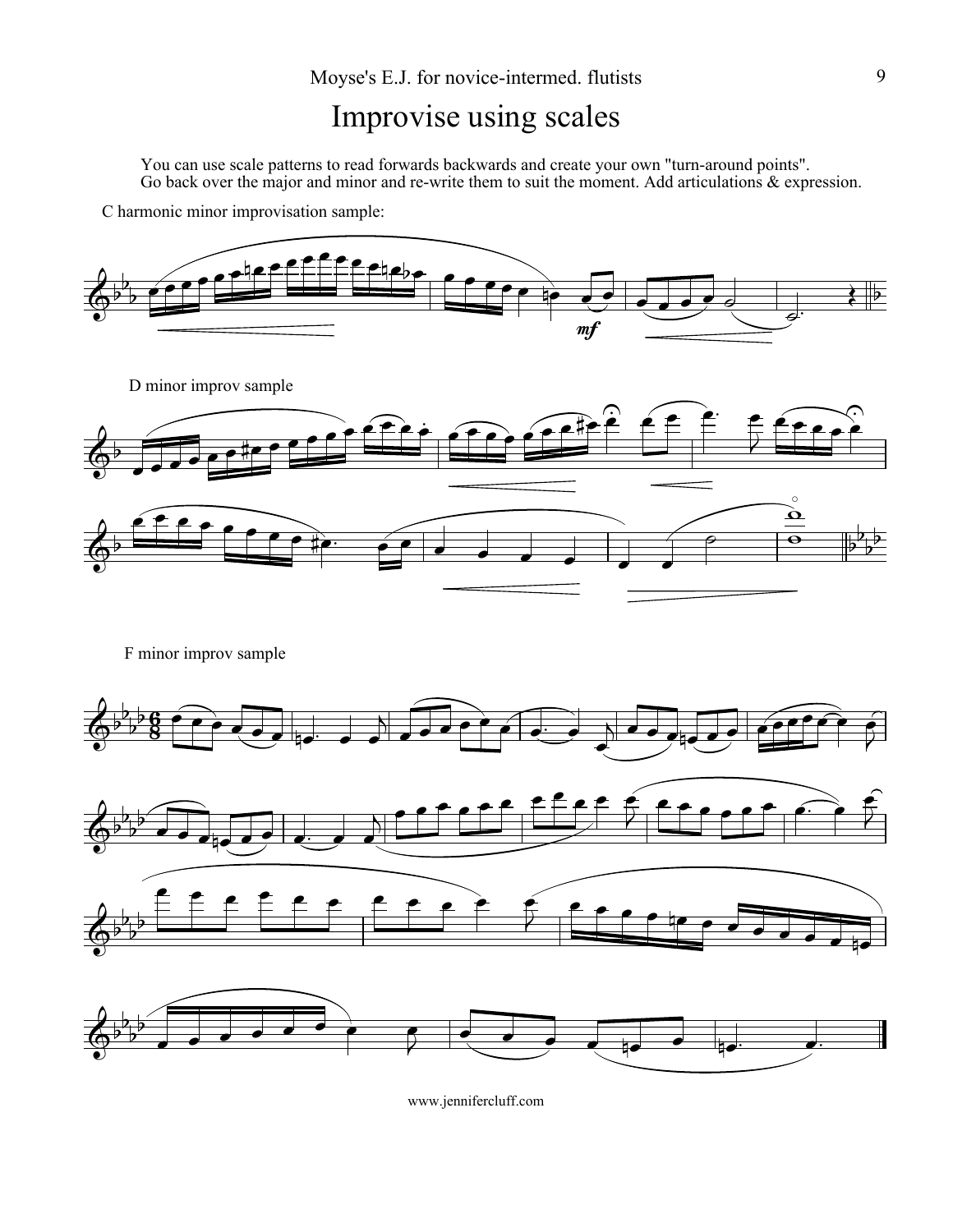# Improvise using scales

You can use scale patterns to read forwards backwards and create your own "turn-around points".
Go back over the major and minor and re-write them to suit the moment. Add articulations & expression.

C harmonic minor improvisation sample:

D minor improv sample

F minor improv sample

www.jennifercluff.com